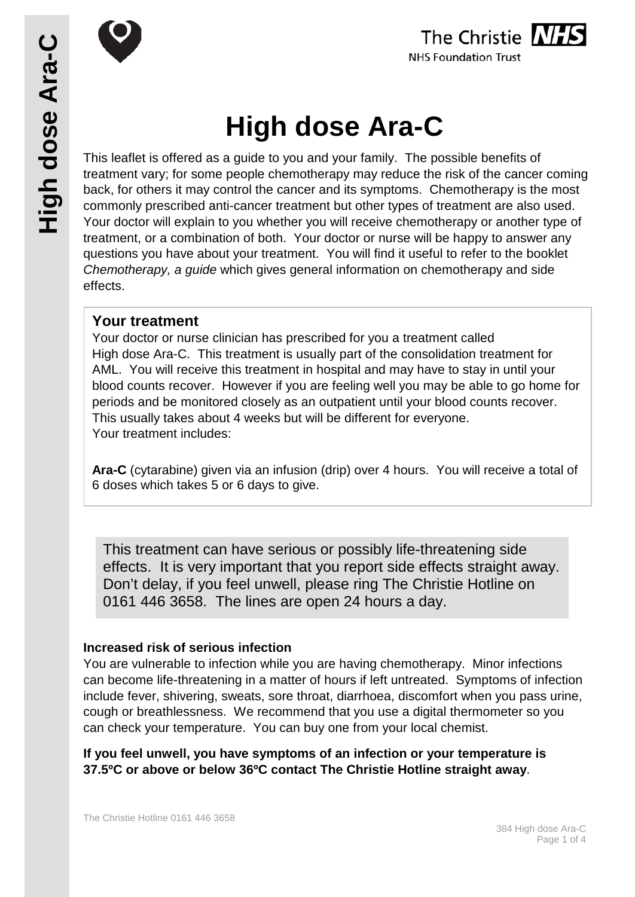# High dose Ara-C

This leaflet is offered as a guide to you and your family. The possible benefits of treatment vary; for some people chemotherapy may reduce the risk of the cancer coming back, for others it may control the cancer and its symptoms. Chemotherapy is the most commonly prescribed anti-cancer treatment but other types of treatment are also used. Your doctor will explain to you whether you will receive chemotherapy or another type of treatment, or a combination of both. Your doctor or nurse will be happy to answer any questions you have about your treatment. You will find it useful to refer to the booklet *Chemotherapy, a guide* which gives general information on chemotherapy and side effects.

## Your treatment

Your doctor or nurse clinician has prescribed for you a treatment called High dose Ara-C. This treatment is usually part of the consolidation treatment for AML. You will receive this treatment in hospital and may have to stay in until your blood counts recover. However if you are feeling well you may be able to go home for periods and be monitored closely as an outpatient until your blood counts recover. This usually takes about 4 weeks but will be different for everyone.
Your treatment includes:

**Ara-C** (cytarabine) given via an infusion (drip) over 4 hours. You will receive a total of 6 doses which takes 5 or 6 days to give.

This treatment can have serious or possibly life-threatening side effects. It is very important that you report side effects straight away. Don't delay, if you feel unwell, please ring The Christie Hotline on 0161 446 3658. The lines are open 24 hours a day.

**Increased risk of serious infection**

You are vulnerable to infection while you are having chemotherapy. Minor infections can become life-threatening in a matter of hours if left untreated. Symptoms of infection include fever, shivering, sweats, sore throat, diarrhoea, discomfort when you pass urine, cough or breathlessness. We recommend that you use a digital thermometer so you can check your temperature. You can buy one from your local chemist.

**If you feel unwell, you have symptoms of an infection or your temperature is 37.5ºC or above or below 36ºC contact The Christie Hotline straight away**.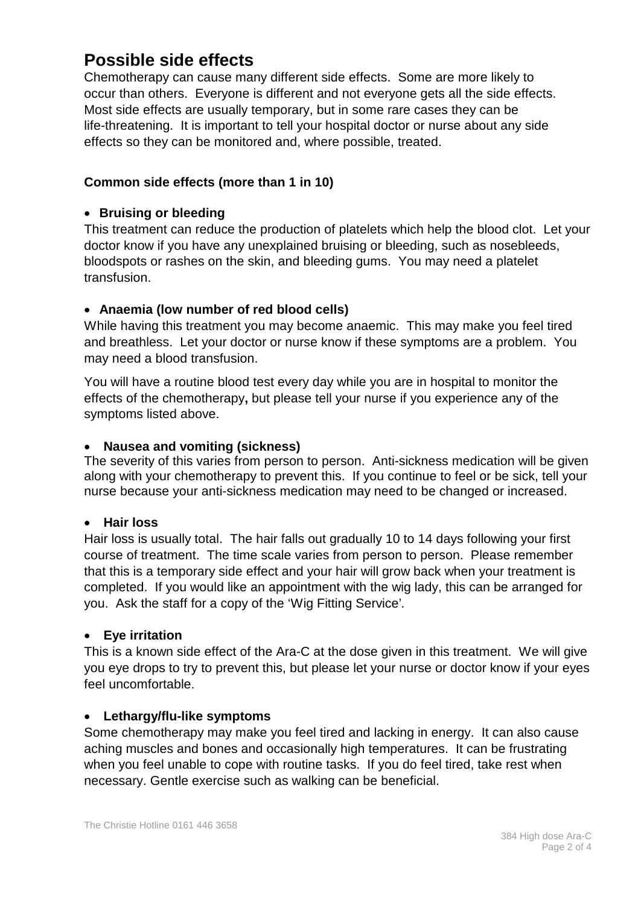# Possible side effects

Chemotherapy can cause many different side effects. Some are more likely to occur than others. Everyone is different and not everyone gets all the side effects. Most side effects are usually temporary, but in some rare cases they can be life-threatening. It is important to tell your hospital doctor or nurse about any side effects so they can be monitored and, where possible, treated.

### Common side effects (more than 1 in 10)

- **Bruising or bleeding**

This treatment can reduce the production of platelets which help the blood clot. Let your doctor know if you have any unexplained bruising or bleeding, such as nosebleeds, bloodspots or rashes on the skin, and bleeding gums. You may need a platelet transfusion.

- **Anaemia (low number of red blood cells)**

While having this treatment you may become anaemic. This may make you feel tired and breathless. Let your doctor or nurse know if these symptoms are a problem. You may need a blood transfusion.

You will have a routine blood test every day while you are in hospital to monitor the effects of the chemotherapy**,** but please tell your nurse if you experience any of the symptoms listed above.

- **Nausea and vomiting (sickness)**

The severity of this varies from person to person. Anti-sickness medication will be given along with your chemotherapy to prevent this. If you continue to feel or be sick, tell your nurse because your anti-sickness medication may need to be changed or increased.

- **Hair loss**

Hair loss is usually total. The hair falls out gradually 10 to 14 days following your first course of treatment. The time scale varies from person to person. Please remember that this is a temporary side effect and your hair will grow back when your treatment is completed. If you would like an appointment with the wig lady, this can be arranged for you. Ask the staff for a copy of the 'Wig Fitting Service'.

- **Eye irritation**

This is a known side effect of the Ara-C at the dose given in this treatment. We will give you eye drops to try to prevent this, but please let your nurse or doctor know if your eyes feel uncomfortable.

- **Lethargy/flu-like symptoms**

Some chemotherapy may make you feel tired and lacking in energy. It can also cause aching muscles and bones and occasionally high temperatures. It can be frustrating when you feel unable to cope with routine tasks. If you do feel tired, take rest when necessary. Gentle exercise such as walking can be beneficial.

The Christie Hotline 0161 446 3658

384 High dose Ara-C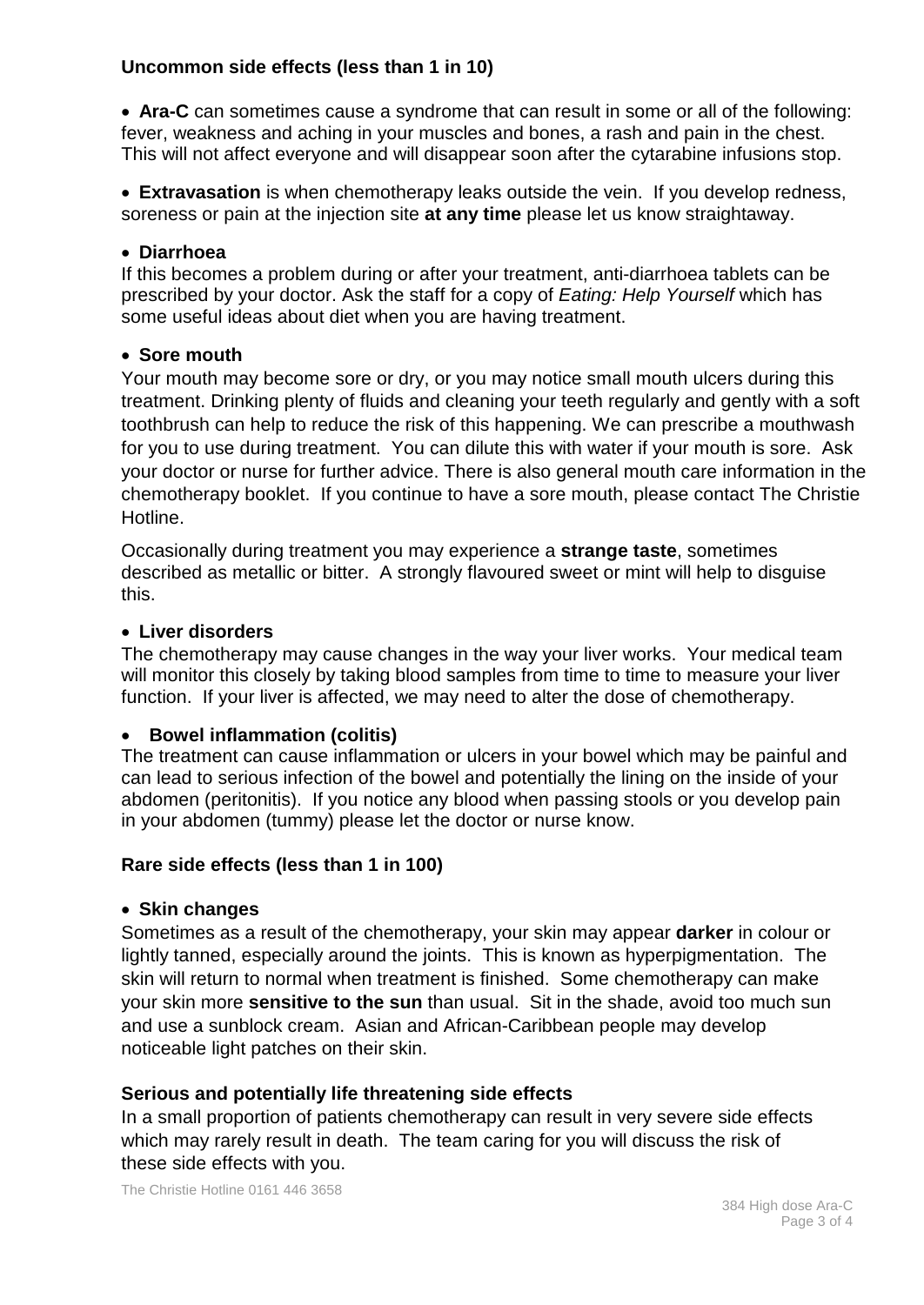### Uncommon side effects (less than 1 in 10)

- **Ara-C** can sometimes cause a syndrome that can result in some or all of the following: fever, weakness and aching in your muscles and bones, a rash and pain in the chest. This will not affect everyone and will disappear soon after the cytarabine infusions stop.

- **Extravasation** is when chemotherapy leaks outside the vein. If you develop redness, soreness or pain at the injection site **at any time** please let us know straightaway.

- **Diarrhoea**

If this becomes a problem during or after your treatment, anti-diarrhoea tablets can be prescribed by your doctor. Ask the staff for a copy of *Eating: Help Yourself* which has some useful ideas about diet when you are having treatment.

- **Sore mouth**

Your mouth may become sore or dry, or you may notice small mouth ulcers during this treatment. Drinking plenty of fluids and cleaning your teeth regularly and gently with a soft toothbrush can help to reduce the risk of this happening. We can prescribe a mouthwash for you to use during treatment. You can dilute this with water if your mouth is sore. Ask your doctor or nurse for further advice. There is also general mouth care information in the chemotherapy booklet. If you continue to have a sore mouth, please contact The Christie Hotline.

Occasionally during treatment you may experience a **strange taste**, sometimes described as metallic or bitter. A strongly flavoured sweet or mint will help to disguise this.

- **Liver disorders**

The chemotherapy may cause changes in the way your liver works. Your medical team will monitor this closely by taking blood samples from time to time to measure your liver function. If your liver is affected, we may need to alter the dose of chemotherapy.

- **Bowel inflammation (colitis)**

The treatment can cause inflammation or ulcers in your bowel which may be painful and can lead to serious infection of the bowel and potentially the lining on the inside of your abdomen (peritonitis). If you notice any blood when passing stools or you develop pain in your abdomen (tummy) please let the doctor or nurse know.

### Rare side effects (less than 1 in 100)

- **Skin changes**

Sometimes as a result of the chemotherapy, your skin may appear **darker** in colour or lightly tanned, especially around the joints. This is known as hyperpigmentation. The skin will return to normal when treatment is finished. Some chemotherapy can make your skin more **sensitive to the sun** than usual. Sit in the shade, avoid too much sun and use a sunblock cream. Asian and African-Caribbean people may develop noticeable light patches on their skin.

### Serious and potentially life threatening side effects

In a small proportion of patients chemotherapy can result in very severe side effects which may rarely result in death. The team caring for you will discuss the risk of these side effects with you.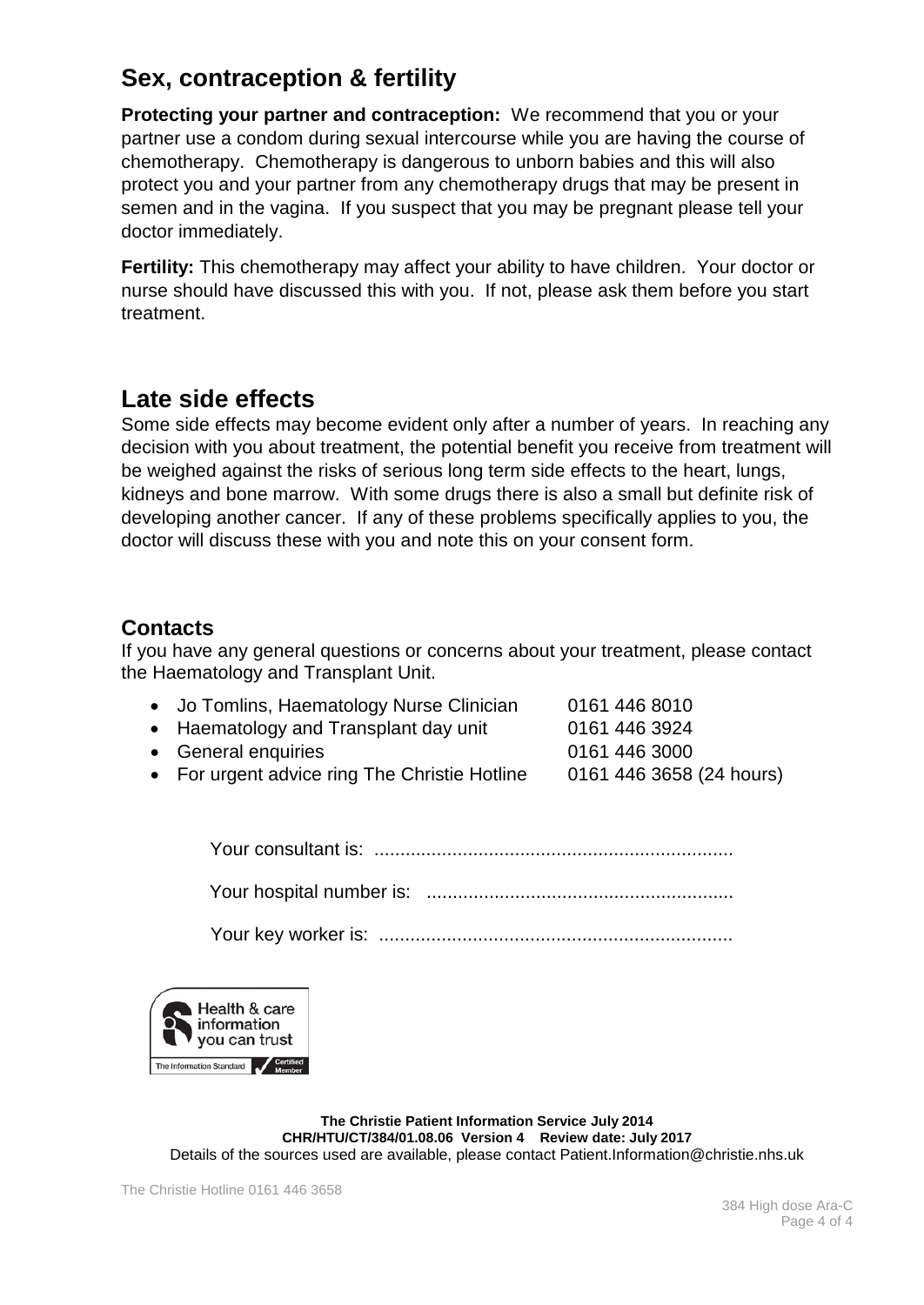## Sex, contraception & fertility

**Protecting your partner and contraception:** We recommend that you or your partner use a condom during sexual intercourse while you are having the course of chemotherapy. Chemotherapy is dangerous to unborn babies and this will also protect you and your partner from any chemotherapy drugs that may be present in semen and in the vagina. If you suspect that you may be pregnant please tell your doctor immediately.

**Fertility:** This chemotherapy may affect your ability to have children. Your doctor or nurse should have discussed this with you. If not, please ask them before you start treatment.

## Late side effects

Some side effects may become evident only after a number of years. In reaching any decision with you about treatment, the potential benefit you receive from treatment will be weighed against the risks of serious long term side effects to the heart, lungs, kidneys and bone marrow. With some drugs there is also a small but definite risk of developing another cancer. If any of these problems specifically applies to you, the doctor will discuss these with you and note this on your consent form.

### Contacts

If you have any general questions or concerns about your treatment, please contact the Haematology and Transplant Unit.

- Jo Tomlins, Haematology Nurse Clinician 0161 446 8010
- Haematology and Transplant day unit 0161 446 3924
- General enquiries 0161 446 3000
- For urgent advice ring The Christie Hotline 0161 446 3658 (24 hours)

Your consultant is: ....................................................................

Your hospital number is: ...........................................................

Your key worker is: ...................................................................

Health & care information you can trust
The Information Standard Certified Member

**The Christie Patient Information Service July 2014**
**CHR/HTU/CT/384/01.08.06 Version 4 Review date: July 2017**
Details of the sources used are available, please contact Patient.Information@christie.nhs.uk